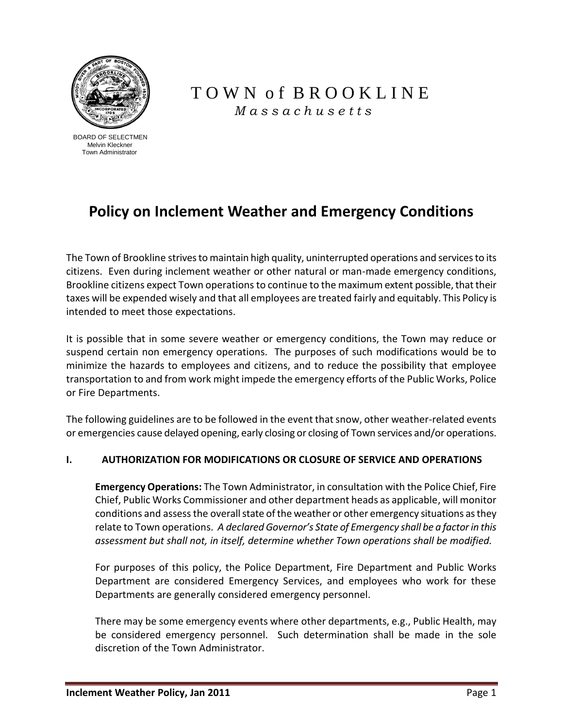# TOWN of BROOKLINE

*Massachusetts*

BOARD OF SELECTMEN
Melvin Kleckner
Town Administrator

## Policy on Inclement Weather and Emergency Conditions

The Town of Brookline strives to maintain high quality, uninterrupted operations and services to its citizens. Even during inclement weather or other natural or man-made emergency conditions, Brookline citizens expect Town operations to continue to the maximum extent possible, that their taxes will be expended wisely and that all employees are treated fairly and equitably. This Policy is intended to meet those expectations.

It is possible that in some severe weather or emergency conditions, the Town may reduce or suspend certain non emergency operations. The purposes of such modifications would be to minimize the hazards to employees and citizens, and to reduce the possibility that employee transportation to and from work might impede the emergency efforts of the Public Works, Police or Fire Departments.

The following guidelines are to be followed in the event that snow, other weather-related events or emergencies cause delayed opening, early closing or closing of Town services and/or operations.

### I. AUTHORIZATION FOR MODIFICATIONS OR CLOSURE OF SERVICE AND OPERATIONS

**Emergency Operations:** The Town Administrator, in consultation with the Police Chief, Fire Chief, Public Works Commissioner and other department heads as applicable, will monitor conditions and assess the overall state of the weather or other emergency situations as they relate to Town operations. *A declared Governor's State of Emergency shall be a factor in this assessment but shall not, in itself, determine whether Town operations shall be modified.*

For purposes of this policy, the Police Department, Fire Department and Public Works Department are considered Emergency Services, and employees who work for these Departments are generally considered emergency personnel.

There may be some emergency events where other departments, e.g., Public Health, may be considered emergency personnel. Such determination shall be made in the sole discretion of the Town Administrator.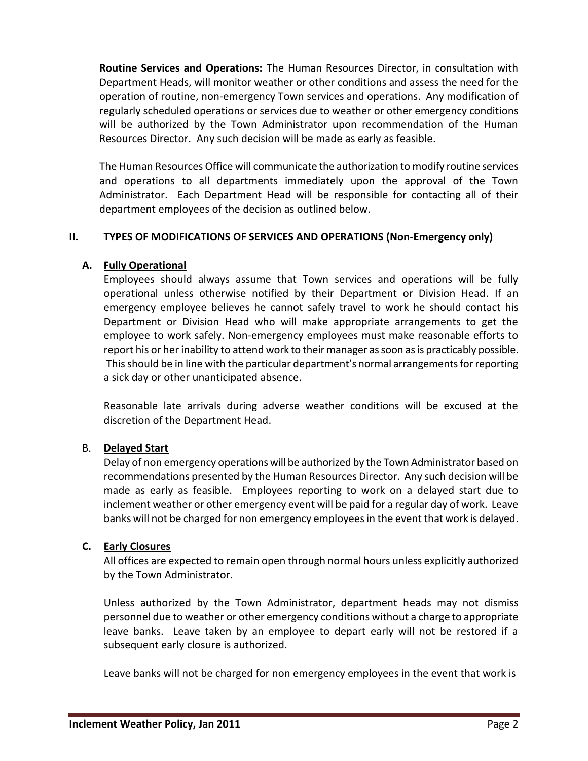**Routine Services and Operations:** The Human Resources Director, in consultation with Department Heads, will monitor weather or other conditions and assess the need for the operation of routine, non-emergency Town services and operations. Any modification of regularly scheduled operations or services due to weather or other emergency conditions will be authorized by the Town Administrator upon recommendation of the Human Resources Director. Any such decision will be made as early as feasible.

The Human Resources Office will communicate the authorization to modify routine services and operations to all departments immediately upon the approval of the Town Administrator. Each Department Head will be responsible for contacting all of their department employees of the decision as outlined below.

## II. TYPES OF MODIFICATIONS OF SERVICES AND OPERATIONS (Non-Emergency only)

### A. Fully Operational

Employees should always assume that Town services and operations will be fully operational unless otherwise notified by their Department or Division Head. If an emergency employee believes he cannot safely travel to work he should contact his Department or Division Head who will make appropriate arrangements to get the employee to work safely. Non-emergency employees must make reasonable efforts to report his or her inability to attend work to their manager as soon as is practicably possible. This should be in line with the particular department's normal arrangements for reporting a sick day or other unanticipated absence.

Reasonable late arrivals during adverse weather conditions will be excused at the discretion of the Department Head.

### B. Delayed Start

Delay of non emergency operations will be authorized by the Town Administrator based on recommendations presented by the Human Resources Director. Any such decision will be made as early as feasible. Employees reporting to work on a delayed start due to inclement weather or other emergency event will be paid for a regular day of work. Leave banks will not be charged for non emergency employees in the event that work is delayed.

### C. Early Closures

All offices are expected to remain open through normal hours unless explicitly authorized by the Town Administrator.

Unless authorized by the Town Administrator, department heads may not dismiss personnel due to weather or other emergency conditions without a charge to appropriate leave banks. Leave taken by an employee to depart early will not be restored if a subsequent early closure is authorized.

Leave banks will not be charged for non emergency employees in the event that work is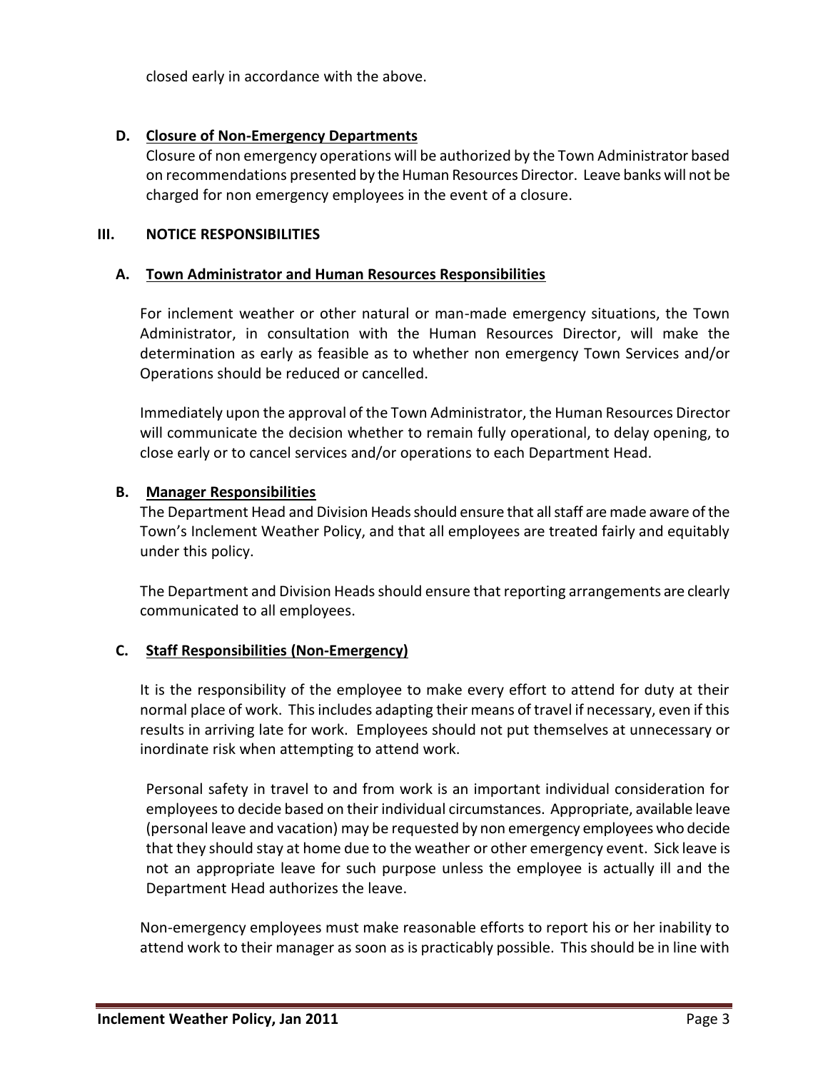closed early in accordance with the above.

**D. Closure of Non-Emergency Departments**

Closure of non emergency operations will be authorized by the Town Administrator based on recommendations presented by the Human Resources Director. Leave banks will not be charged for non emergency employees in the event of a closure.

## III. NOTICE RESPONSIBILITIES

**A. Town Administrator and Human Resources Responsibilities**

For inclement weather or other natural or man-made emergency situations, the Town Administrator, in consultation with the Human Resources Director, will make the determination as early as feasible as to whether non emergency Town Services and/or Operations should be reduced or cancelled.

Immediately upon the approval of the Town Administrator, the Human Resources Director will communicate the decision whether to remain fully operational, to delay opening, to close early or to cancel services and/or operations to each Department Head.

**B. Manager Responsibilities**

The Department Head and Division Heads should ensure that all staff are made aware of the Town's Inclement Weather Policy, and that all employees are treated fairly and equitably under this policy.

The Department and Division Heads should ensure that reporting arrangements are clearly communicated to all employees.

**C. Staff Responsibilities (Non-Emergency)**

It is the responsibility of the employee to make every effort to attend for duty at their normal place of work. This includes adapting their means of travel if necessary, even if this results in arriving late for work. Employees should not put themselves at unnecessary or inordinate risk when attempting to attend work.

Personal safety in travel to and from work is an important individual consideration for employees to decide based on their individual circumstances. Appropriate, available leave (personal leave and vacation) may be requested by non emergency employees who decide that they should stay at home due to the weather or other emergency event. Sick leave is not an appropriate leave for such purpose unless the employee is actually ill and the Department Head authorizes the leave.

Non-emergency employees must make reasonable efforts to report his or her inability to attend work to their manager as soon as is practicably possible. This should be in line with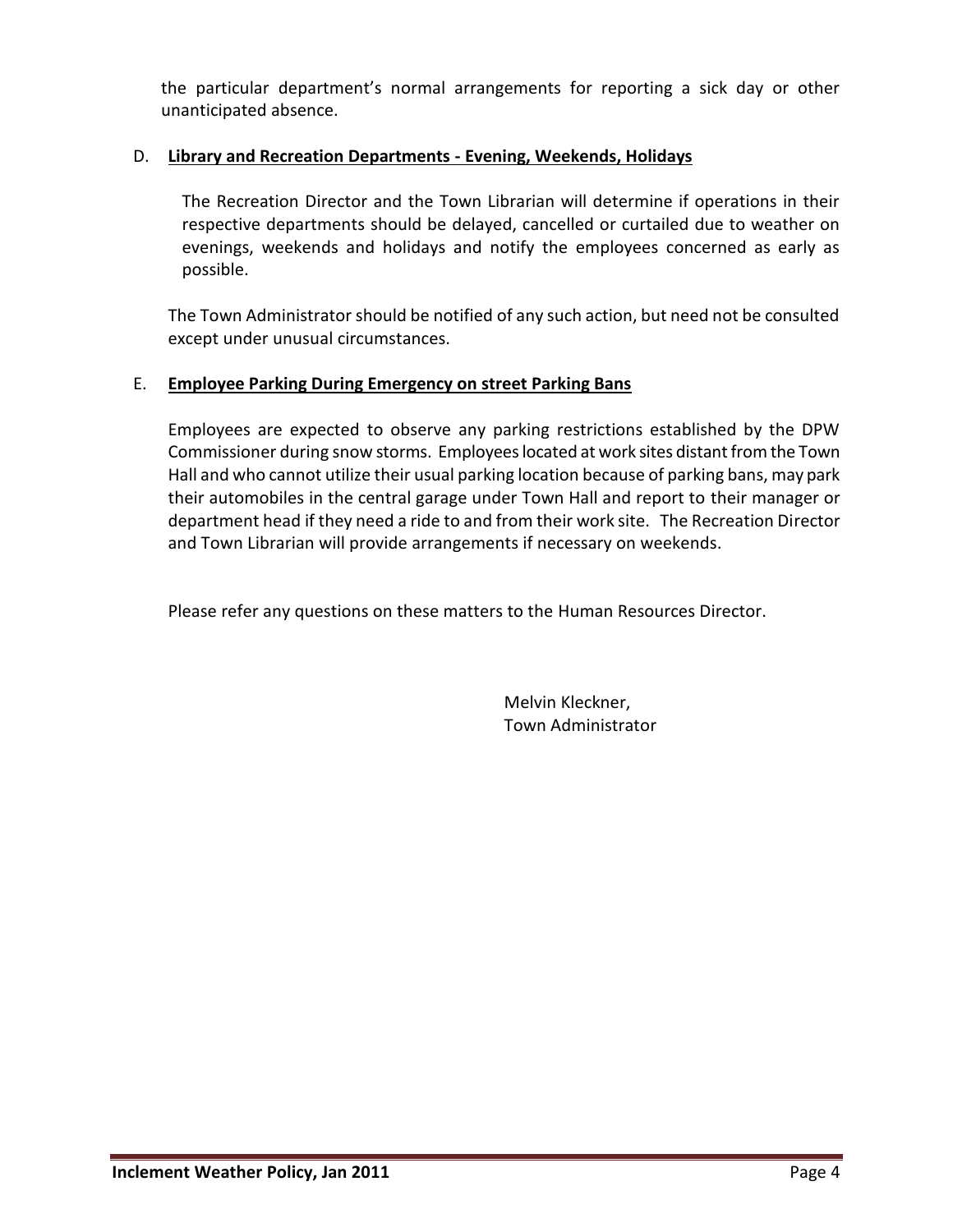the particular department's normal arrangements for reporting a sick day or other unanticipated absence.

D. **Library and Recreation Departments - Evening, Weekends, Holidays**

The Recreation Director and the Town Librarian will determine if operations in their respective departments should be delayed, cancelled or curtailed due to weather on evenings, weekends and holidays and notify the employees concerned as early as possible.

The Town Administrator should be notified of any such action, but need not be consulted except under unusual circumstances.

E. **Employee Parking During Emergency on street Parking Bans**

Employees are expected to observe any parking restrictions established by the DPW Commissioner during snow storms. Employees located at work sites distant from the Town Hall and who cannot utilize their usual parking location because of parking bans, may park their automobiles in the central garage under Town Hall and report to their manager or department head if they need a ride to and from their work site. The Recreation Director and Town Librarian will provide arrangements if necessary on weekends.

Please refer any questions on these matters to the Human Resources Director.

Melvin Kleckner,
Town Administrator